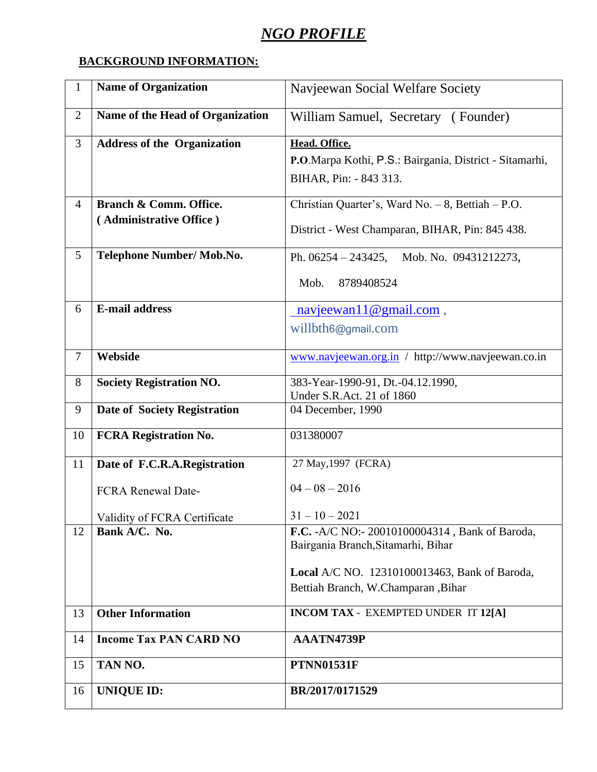# *NGO PROFILE*

## BACKGROUND INFORMATION:

| | | |
|---|---|---|
| 1 | **Name of Organization** | Navjeewan Social Welfare Society |
| 2 | **Name of the Head of Organization** | William Samuel, Secretary ( Founder) |
| 3 | **Address of the Organization** | **Head. Office.**<br>**P.O**.Marpa Kothi, P.S.: Bairgania, District - Sitamarhi, BIHAR, Pin: - 843 313. |
| 4 | **Branch & Comm. Office.**<br>**( Administrative Office )** | Christian Quarter's, Ward No. – 8, Bettiah – P.O.<br>District - West Champaran, BIHAR, Pin: 845 438. |
| 5 | **Telephone Number/ Mob.No.** | Ph. 06254 – 243425, Mob. No. 09431212273,<br>Mob. 8789408524 |
| 6 | **E-mail address** | navjeewan11@gmail.com ,<br>willbth6@gmail.com |
| 7 | **Webside** | www.navjeewan.org.in / http://www.navjeewan.co.in |
| 8 | **Society Registration NO.** | 383-Year-1990-91, Dt.-04.12.1990,<br>Under S.R.Act. 21 of 1860 |
| 9 | **Date of Society Registration** | 04 December, 1990 |
| 10 | **FCRA Registration No.** | 031380007 |
| 11 | **Date of F.C.R.A.Registration**<br>FCRA Renewal Date-<br>Validity of FCRA Certificate | 27 May,1997 (FCRA)<br>04 – 08 – 2016<br>31 – 10 – 2021 |
| 12 | **Bank A/C. No.** | **F.C.** -A/C NO:- 20010100004314 , Bank of Baroda, Bairgania Branch,Sitamarhi, Bihar<br>**Local** A/C NO. 12310100013463, Bank of Baroda, Bettiah Branch, W.Champaran ,Bihar |
| 13 | **Other Information** | **INCOM TAX** - EXEMPTED UNDER IT **12[A]** |
| 14 | **Income Tax PAN CARD NO** | **AAATN4739P** |
| 15 | **TAN NO.** | **PTNN01531F** |
| 16 | **UNIQUE ID:** | **BR/2017/0171529** |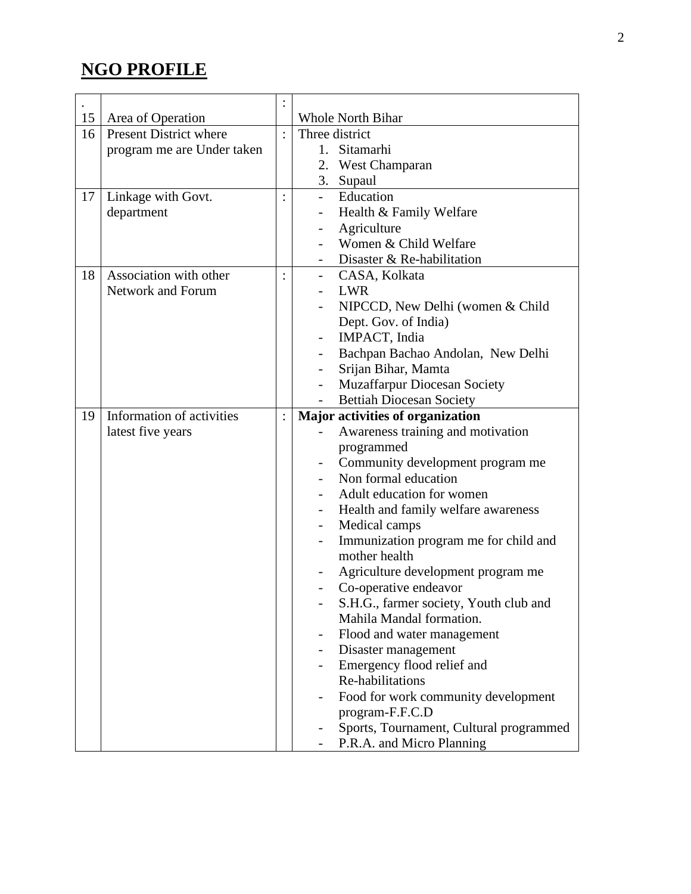# NGO PROFILE

| . 15 | Area of Operation | : | Whole North Bihar |
|---|---|---|---|
| 16 | Present District where program me are Under taken | : | Three district<br>1. Sitamarhi<br>2. West Champaran<br>3. Supaul |
| 17 | Linkage with Govt. department | : | - Education<br>- Health & Family Welfare<br>- Agriculture<br>- Women & Child Welfare<br>- Disaster & Re-habilitation |
| 18 | Association with other Network and Forum | : | - CASA, Kolkata<br>- LWR<br>- NIPCCD, New Delhi (women & Child Dept. Gov. of India)<br>- IMPACT, India<br>- Bachpan Bachao Andolan, New Delhi<br>- Srijan Bihar, Mamta<br>- Muzaffarpur Diocesan Society<br>- Bettiah Diocesan Society |
| 19 | Information of activities latest five years | : | **Major activities of organization**<br>- Awareness training and motivation programmed<br>- Community development program me<br>- Non formal education<br>- Adult education for women<br>- Health and family welfare awareness<br>- Medical camps<br>- Immunization program me for child and mother health<br>- Agriculture development program me<br>- Co-operative endeavor<br>- S.H.G., farmer society, Youth club and Mahila Mandal formation.<br>- Flood and water management<br>- Disaster management<br>- Emergency flood relief and Re-habilitations<br>- Food for work community development program-F.F.C.D<br>- Sports, Tournament, Cultural programmed<br>- P.R.A. and Micro Planning |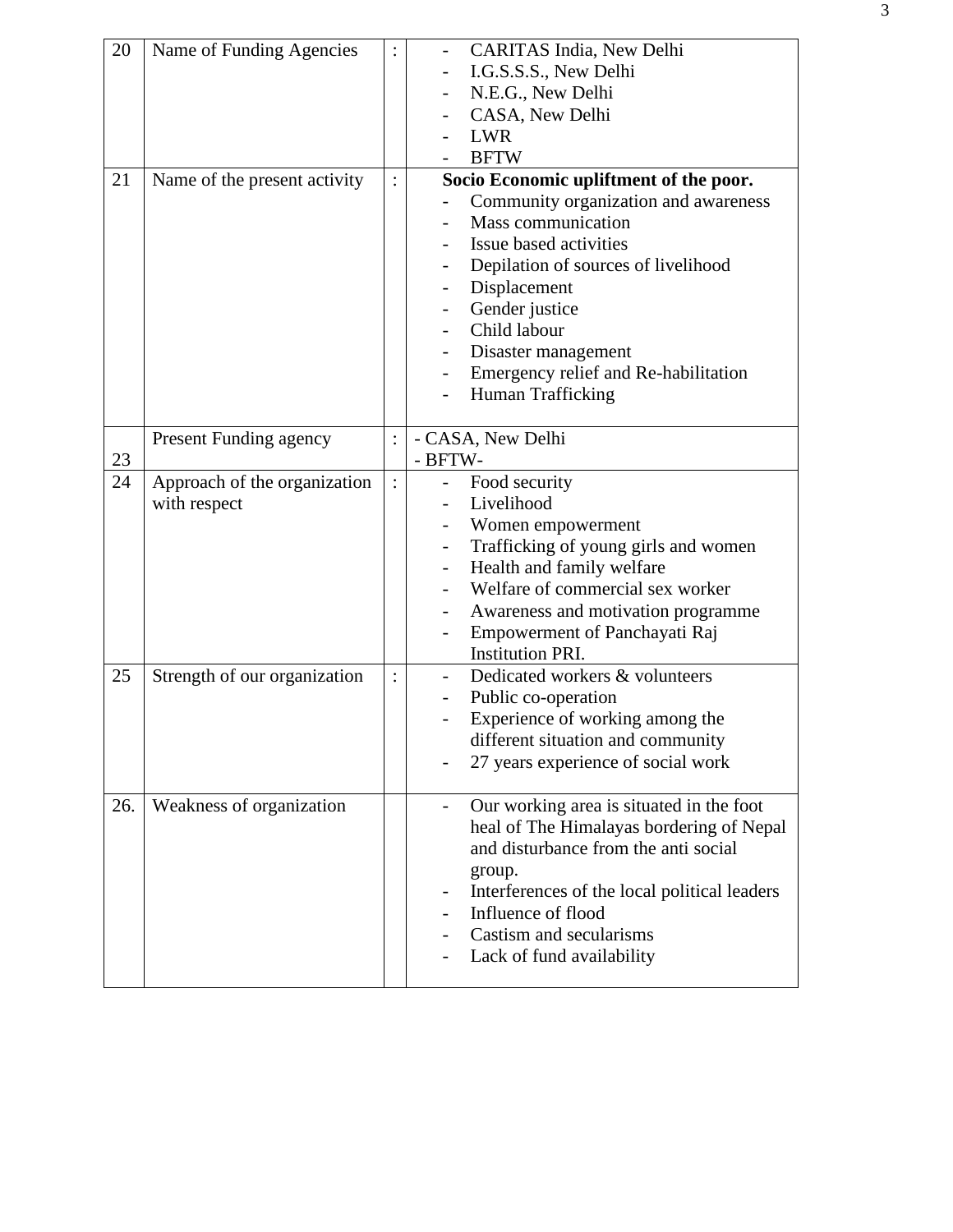| | | | |
|---|---|---|---|
| 20 | Name of Funding Agencies | : | - CARITAS India, New Delhi<br>- I.G.S.S.S., New Delhi<br>- N.E.G., New Delhi<br>- CASA, New Delhi<br>- LWR<br>- BFTW |
| 21 | Name of the present activity | : | **Socio Economic upliftment of the poor.**<br>- Community organization and awareness<br>- Mass communication<br>- Issue based activities<br>- Depilation of sources of livelihood<br>- Displacement<br>- Gender justice<br>- Child labour<br>- Disaster management<br>- Emergency relief and Re-habilitation<br>- Human Trafficking |
| 23 | Present Funding agency | : | - CASA, New Delhi<br>- BFTW- |
| 24 | Approach of the organization with respect | : | - Food security<br>- Livelihood<br>- Women empowerment<br>- Trafficking of young girls and women<br>- Health and family welfare<br>- Welfare of commercial sex worker<br>- Awareness and motivation programme<br>- Empowerment of Panchayati Raj Institution PRI. |
| 25 | Strength of our organization | : | - Dedicated workers & volunteers<br>- Public co-operation<br>- Experience of working among the different situation and community<br>- 27 years experience of social work |
| 26. | Weakness of organization | | - Our working area is situated in the foot heal of The Himalayas bordering of Nepal and disturbance from the anti social group.<br>- Interferences of the local political leaders<br>- Influence of flood<br>- Castism and secularisms<br>- Lack of fund availability |